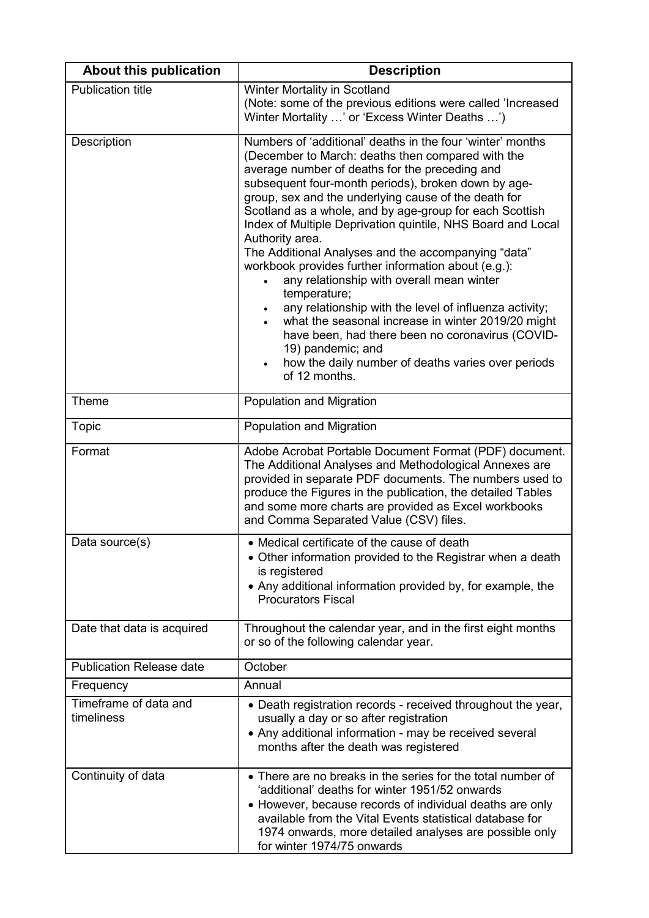| About this publication | Description |
|---|---|
| Publication title | Winter Mortality in Scotland<br>(Note: some of the previous editions were called 'Increased Winter Mortality …' or 'Excess Winter Deaths …') |
| Description | Numbers of 'additional' deaths in the four 'winter' months (December to March: deaths then compared with the average number of deaths for the preceding and subsequent four-month periods), broken down by age-group, sex and the underlying cause of the death for Scotland as a whole, and by age-group for each Scottish Index of Multiple Deprivation quintile, NHS Board and Local Authority area.<br>The Additional Analyses and the accompanying "data" workbook provides further information about (e.g.):<br>• any relationship with overall mean winter temperature;<br>• any relationship with the level of influenza activity;<br>• what the seasonal increase in winter 2019/20 might have been, had there been no coronavirus (COVID-19) pandemic; and<br>• how the daily number of deaths varies over periods of 12 months. |
| Theme | Population and Migration |
| Topic | Population and Migration |
| Format | Adobe Acrobat Portable Document Format (PDF) document. The Additional Analyses and Methodological Annexes are provided in separate PDF documents. The numbers used to produce the Figures in the publication, the detailed Tables and some more charts are provided as Excel workbooks and Comma Separated Value (CSV) files. |
| Data source(s) | • Medical certificate of the cause of death<br>• Other information provided to the Registrar when a death is registered<br>• Any additional information provided by, for example, the Procurators Fiscal |
| Date that data is acquired | Throughout the calendar year, and in the first eight months or so of the following calendar year. |
| Publication Release date | October |
| Frequency | Annual |
| Timeframe of data and timeliness | • Death registration records - received throughout the year, usually a day or so after registration<br>• Any additional information - may be received several months after the death was registered |
| Continuity of data | • There are no breaks in the series for the total number of 'additional' deaths for winter 1951/52 onwards<br>• However, because records of individual deaths are only available from the Vital Events statistical database for 1974 onwards, more detailed analyses are possible only for winter 1974/75 onwards |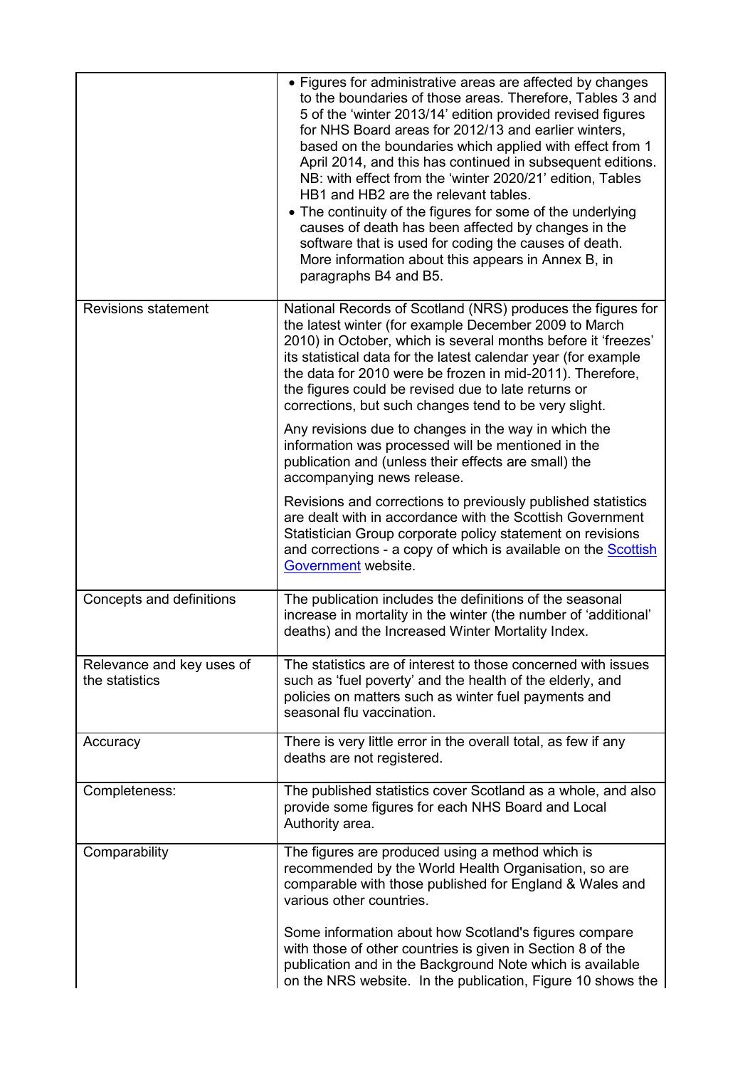| | |
|---|---|
| | • Figures for administrative areas are affected by changes to the boundaries of those areas. Therefore, Tables 3 and 5 of the 'winter 2013/14' edition provided revised figures for NHS Board areas for 2012/13 and earlier winters, based on the boundaries which applied with effect from 1 April 2014, and this has continued in subsequent editions. NB: with effect from the 'winter 2020/21' edition, Tables HB1 and HB2 are the relevant tables.<br>• The continuity of the figures for some of the underlying causes of death has been affected by changes in the software that is used for coding the causes of death. More information about this appears in Annex B, in paragraphs B4 and B5. |
| Revisions statement | National Records of Scotland (NRS) produces the figures for the latest winter (for example December 2009 to March 2010) in October, which is several months before it 'freezes' its statistical data for the latest calendar year (for example the data for 2010 were be frozen in mid-2011). Therefore, the figures could be revised due to late returns or corrections, but such changes tend to be very slight.<br><br>Any revisions due to changes in the way in which the information was processed will be mentioned in the publication and (unless their effects are small) the accompanying news release.<br><br>Revisions and corrections to previously published statistics are dealt with in accordance with the Scottish Government Statistician Group corporate policy statement on revisions and corrections - a copy of which is available on the Scottish Government website. |
| Concepts and definitions | The publication includes the definitions of the seasonal increase in mortality in the winter (the number of 'additional' deaths) and the Increased Winter Mortality Index. |
| Relevance and key uses of the statistics | The statistics are of interest to those concerned with issues such as 'fuel poverty' and the health of the elderly, and policies on matters such as winter fuel payments and seasonal flu vaccination. |
| Accuracy | There is very little error in the overall total, as few if any deaths are not registered. |
| Completeness: | The published statistics cover Scotland as a whole, and also provide some figures for each NHS Board and Local Authority area. |
| Comparability | The figures are produced using a method which is recommended by the World Health Organisation, so are comparable with those published for England & Wales and various other countries.<br><br>Some information about how Scotland's figures compare with those of other countries is given in Section 8 of the publication and in the Background Note which is available on the NRS website. In the publication, Figure 10 shows the |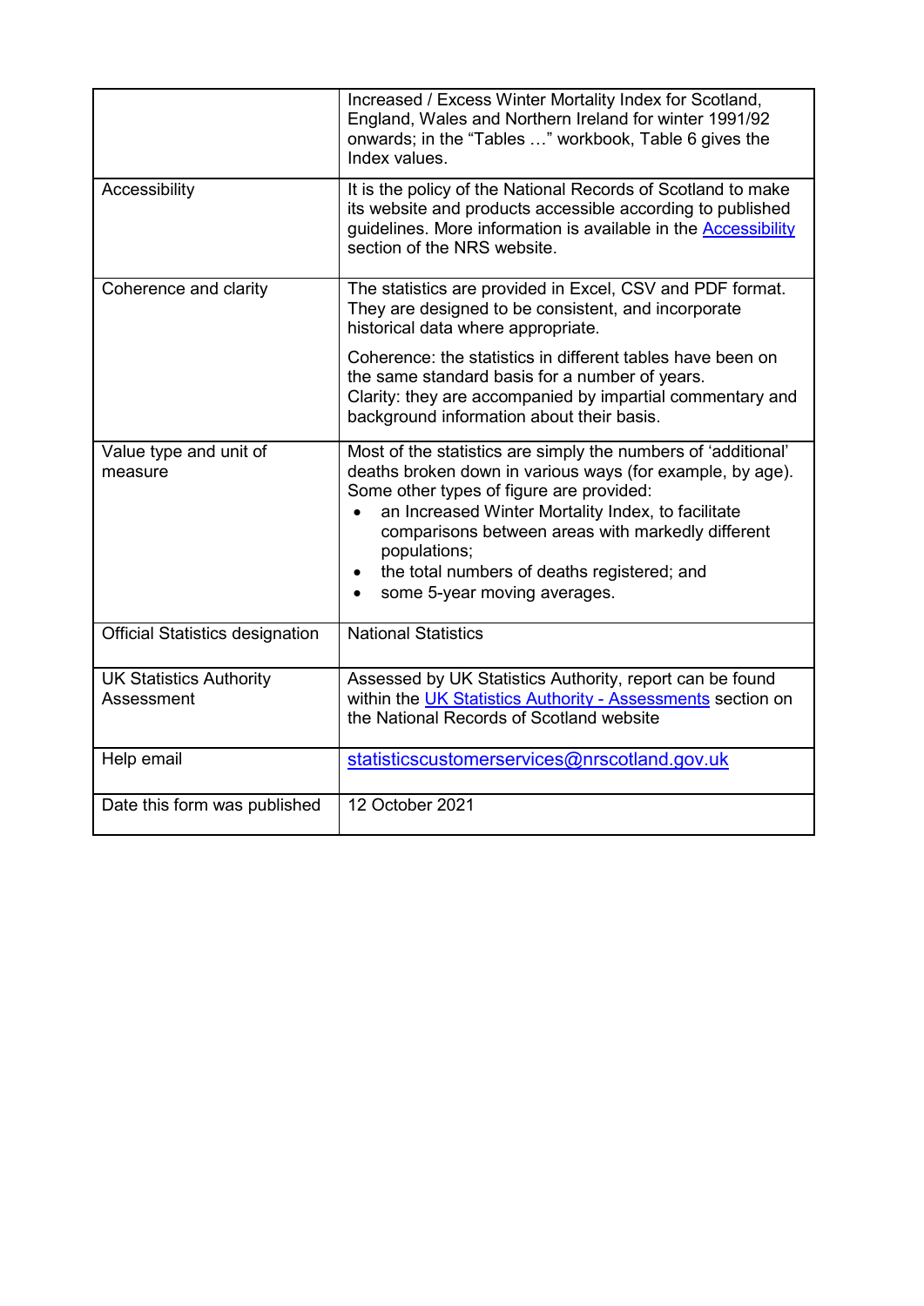| | |
|---|---|
| | Increased / Excess Winter Mortality Index for Scotland, England, Wales and Northern Ireland for winter 1991/92 onwards; in the “Tables …” workbook, Table 6 gives the Index values. |
| Accessibility | It is the policy of the National Records of Scotland to make its website and products accessible according to published guidelines. More information is available in the Accessibility section of the NRS website. |
| Coherence and clarity | The statistics are provided in Excel, CSV and PDF format. They are designed to be consistent, and incorporate historical data where appropriate.<br><br>Coherence: the statistics in different tables have been on the same standard basis for a number of years.<br>Clarity: they are accompanied by impartial commentary and background information about their basis. |
| Value type and unit of measure | Most of the statistics are simply the numbers of ‘additional’ deaths broken down in various ways (for example, by age). Some other types of figure are provided:<br>• an Increased Winter Mortality Index, to facilitate comparisons between areas with markedly different populations;<br>• the total numbers of deaths registered; and<br>• some 5-year moving averages. |
| Official Statistics designation | National Statistics |
| UK Statistics Authority Assessment | Assessed by UK Statistics Authority, report can be found within the UK Statistics Authority - Assessments section on the National Records of Scotland website |
| Help email | statisticscustomerservices@nrscotland.gov.uk |
| Date this form was published | 12 October 2021 |